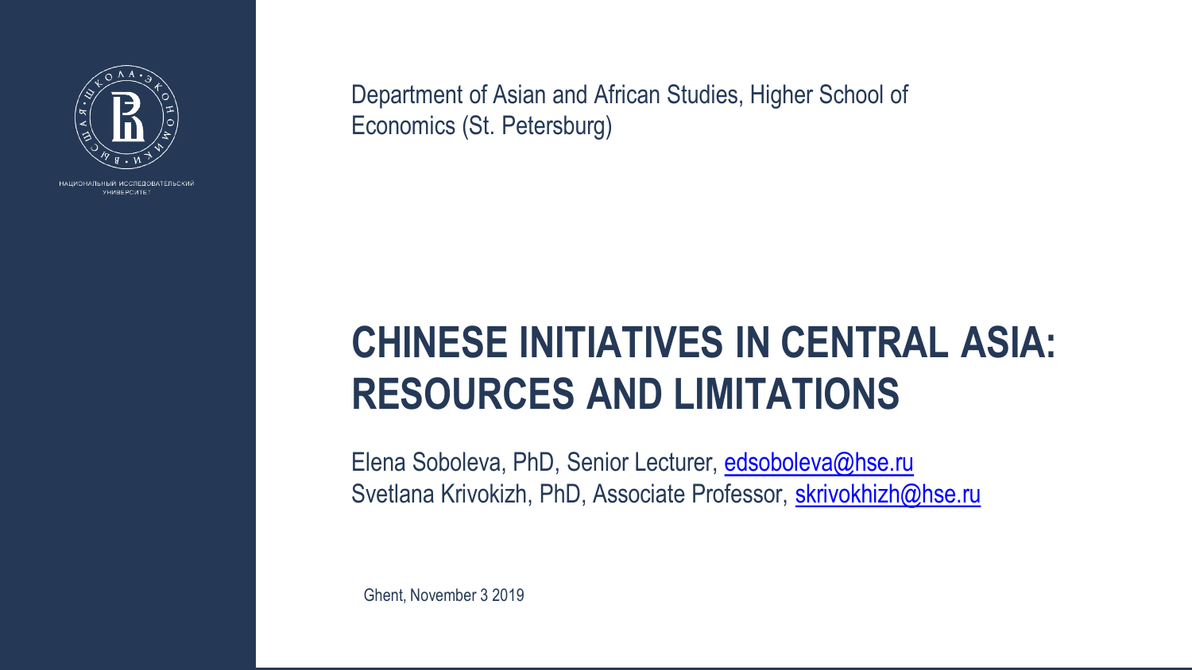НАЦИОНАЛЬНЫЙ ИССЛЕДОВАТЕЛЬСКИЙ УНИВЕРСИТЕТ

Department of Asian and African Studies, Higher School of Economics (St. Petersburg)

# CHINESE INITIATIVES IN CENTRAL ASIA: RESOURCES AND LIMITATIONS

Elena Soboleva, PhD, Senior Lecturer, edsoboleva@hse.ru
Svetlana Krivokizh, PhD, Associate Professor, skrivokhizh@hse.ru

Ghent, November 3 2019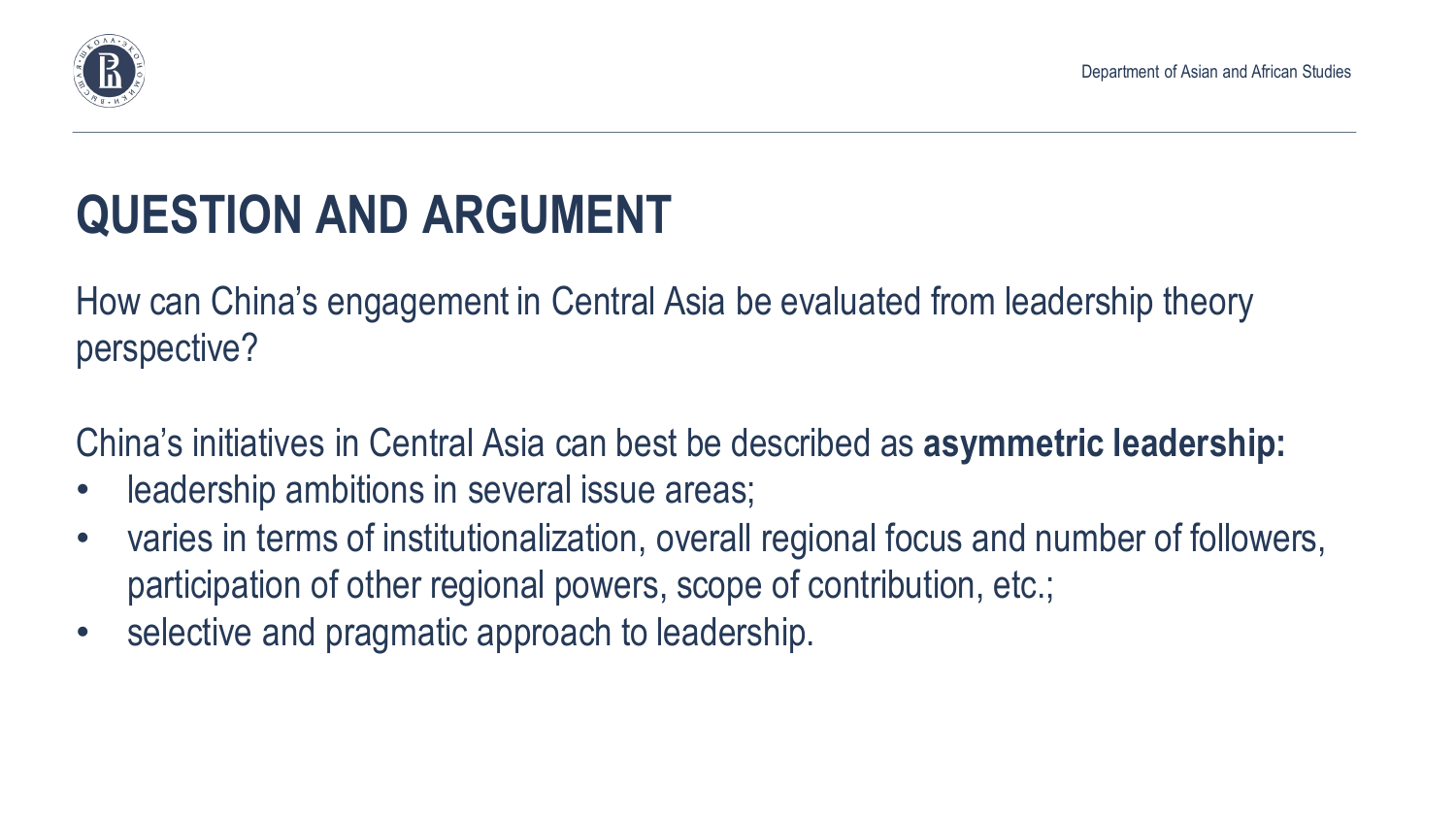# QUESTION AND ARGUMENT

How can China's engagement in Central Asia be evaluated from leadership theory perspective?

China's initiatives in Central Asia can best be described as **asymmetric leadership:**

- leadership ambitions in several issue areas;
- varies in terms of institutionalization, overall regional focus and number of followers, participation of other regional powers, scope of contribution, etc.;
- selective and pragmatic approach to leadership.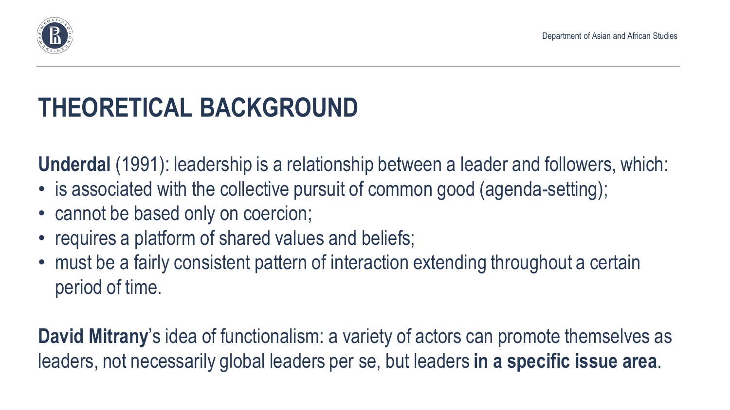# THEORETICAL BACKGROUND

**Underdal** (1991): leadership is a relationship between a leader and followers, which:

- is associated with the collective pursuit of common good (agenda-setting);
- cannot be based only on coercion;
- requires a platform of shared values and beliefs;
- must be a fairly consistent pattern of interaction extending throughout a certain period of time.

**David Mitrany**'s idea of functionalism: a variety of actors can promote themselves as leaders, not necessarily global leaders per se, but leaders **in a specific issue area**.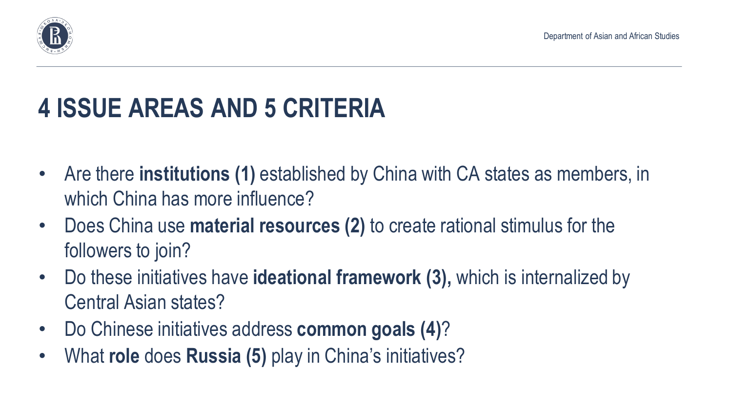# 4 ISSUE AREAS AND 5 CRITERIA

- Are there **institutions (1)** established by China with CA states as members, in which China has more influence?
- Does China use **material resources (2)** to create rational stimulus for the followers to join?
- Do these initiatives have **ideational framework (3),** which is internalized by Central Asian states?
- Do Chinese initiatives address **common goals (4)**?
- What **role** does **Russia (5)** play in China's initiatives?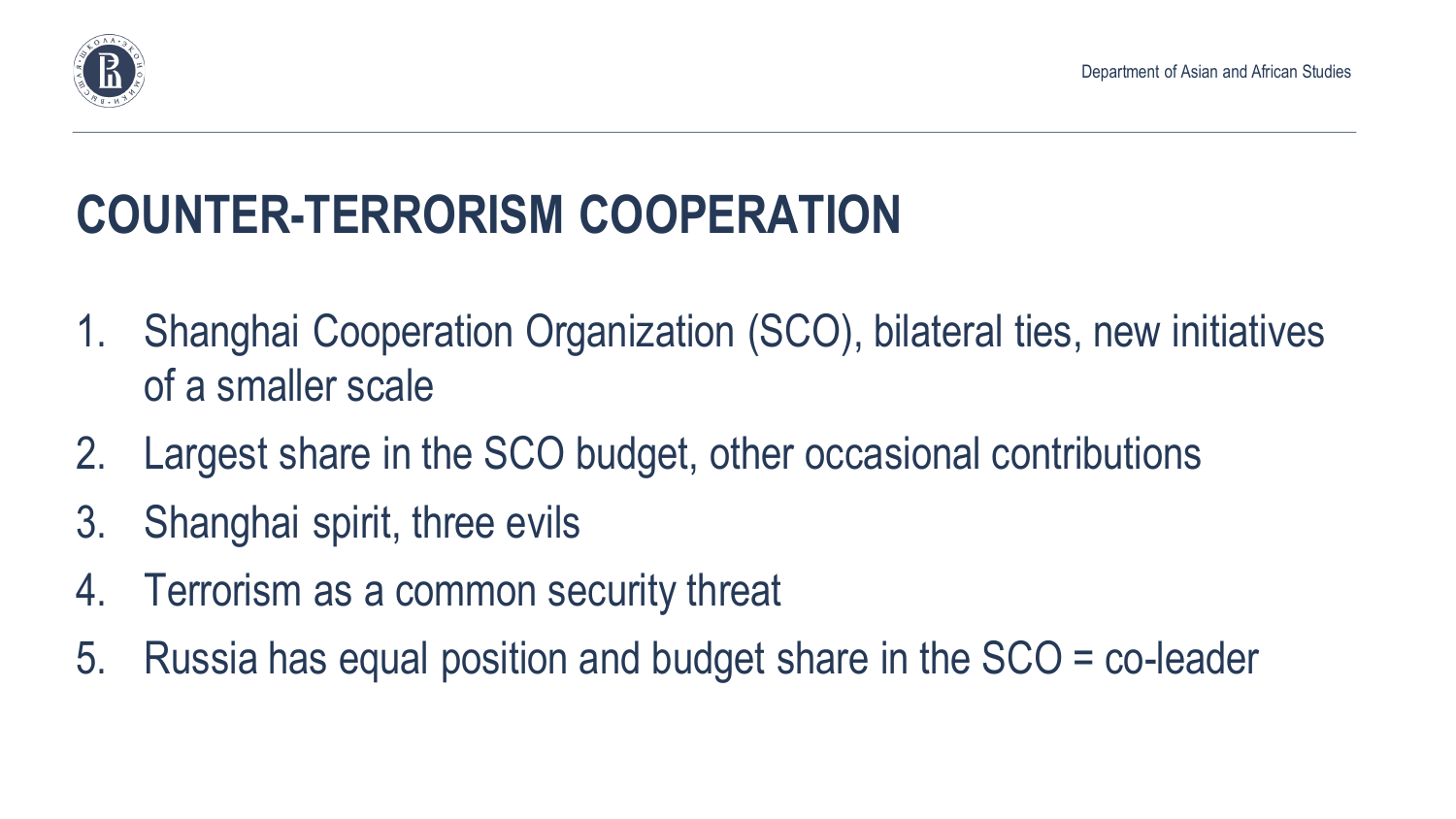# COUNTER-TERRORISM COOPERATION

1. Shanghai Cooperation Organization (SCO), bilateral ties, new initiatives of a smaller scale
2. Largest share in the SCO budget, other occasional contributions
3. Shanghai spirit, three evils
4. Terrorism as a common security threat
5. Russia has equal position and budget share in the SCO = co-leader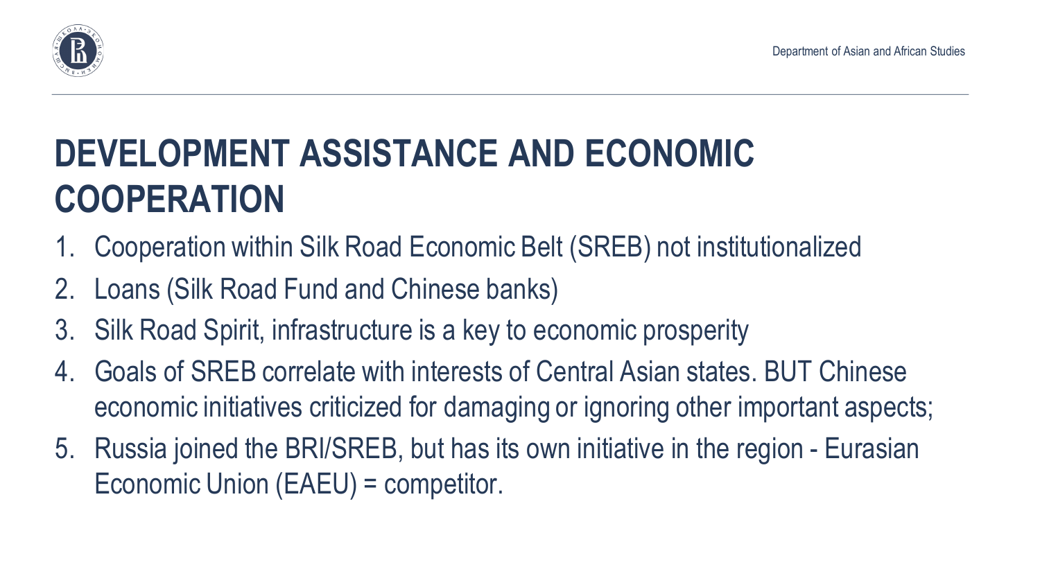# DEVELOPMENT ASSISTANCE AND ECONOMIC COOPERATION

1. Cooperation within Silk Road Economic Belt (SREB) not institutionalized
2. Loans (Silk Road Fund and Chinese banks)
3. Silk Road Spirit, infrastructure is a key to economic prosperity
4. Goals of SREB correlate with interests of Central Asian states. BUT Chinese economic initiatives criticized for damaging or ignoring other important aspects;
5. Russia joined the BRI/SREB, but has its own initiative in the region - Eurasian Economic Union (EAEU) = competitor.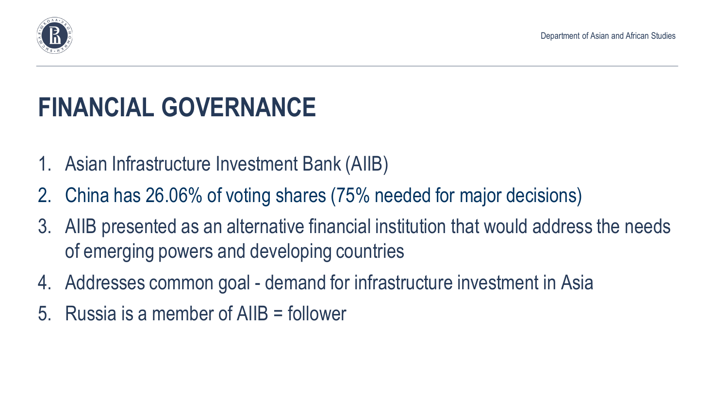# FINANCIAL GOVERNANCE

1. Asian Infrastructure Investment Bank (AIIB)
2. China has 26.06% of voting shares (75% needed for major decisions)
3. AIIB presented as an alternative financial institution that would address the needs of emerging powers and developing countries
4. Addresses common goal - demand for infrastructure investment in Asia
5. Russia is a member of AIIB = follower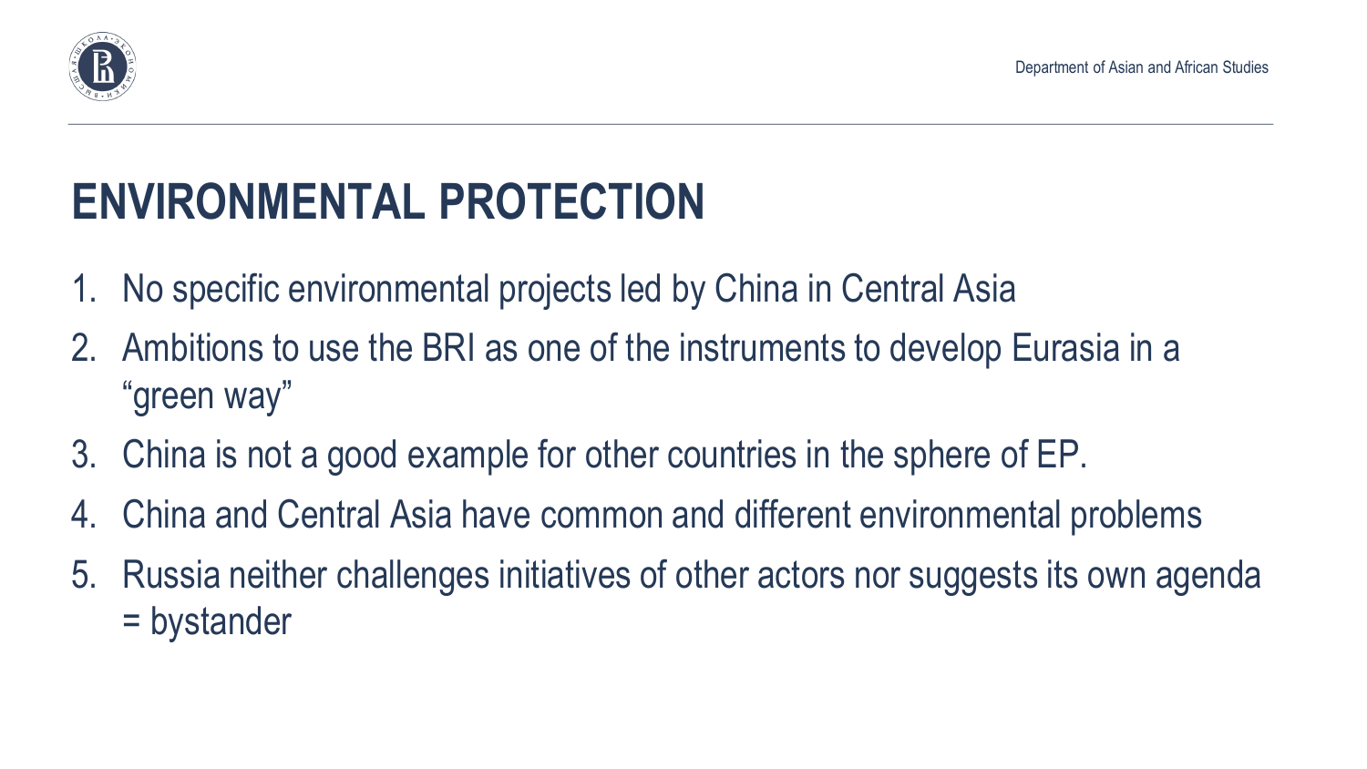# ENVIRONMENTAL PROTECTION

1. No specific environmental projects led by China in Central Asia
2. Ambitions to use the BRI as one of the instruments to develop Eurasia in a “green way”
3. China is not a good example for other countries in the sphere of EP.
4. China and Central Asia have common and different environmental problems
5. Russia neither challenges initiatives of other actors nor suggests its own agenda = bystander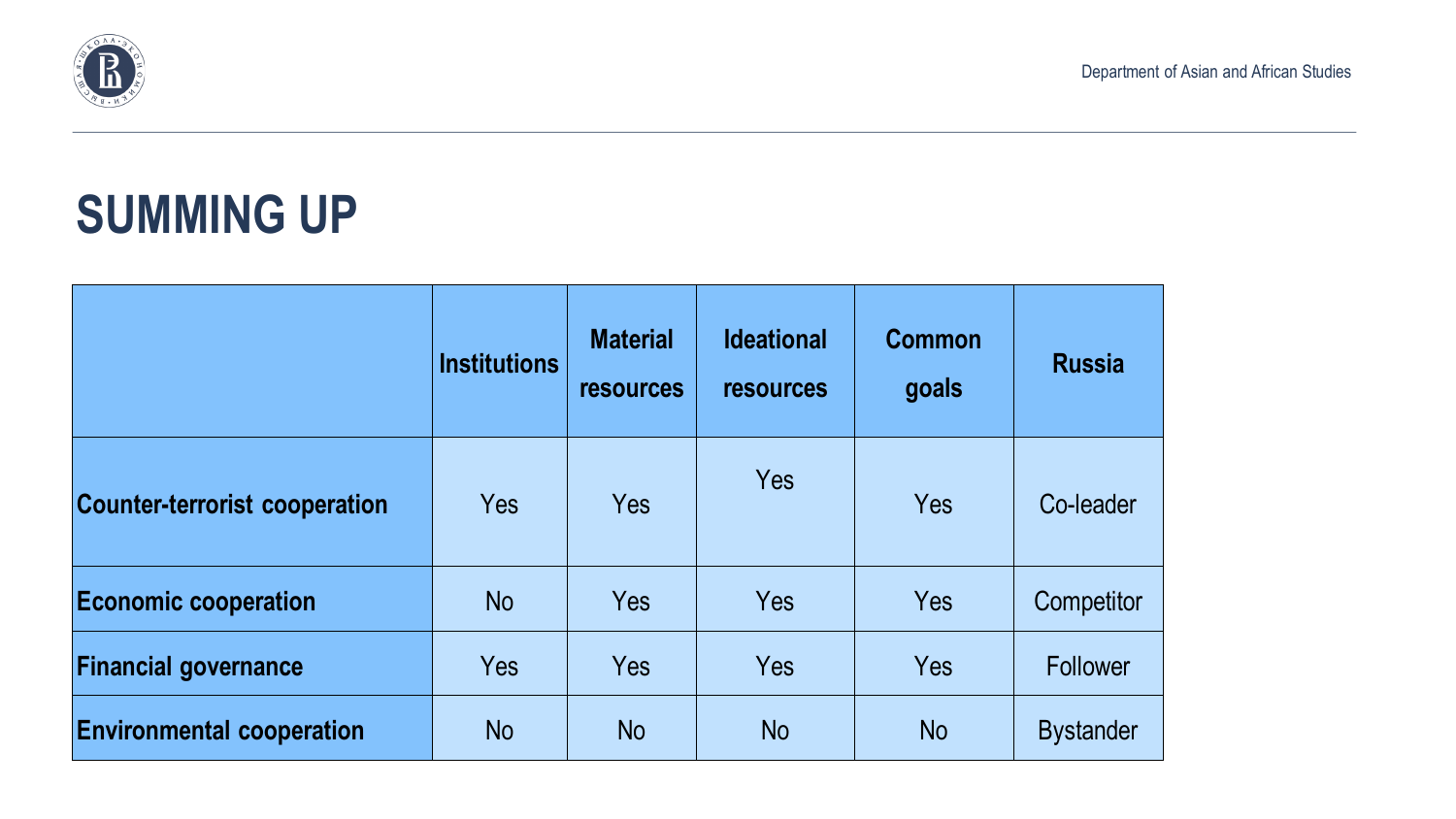# SUMMING UP

| | Institutions | Material resources | Ideational resources | Common goals | Russia |
|---|---|---|---|---|---|
| **Counter-terrorist cooperation** | Yes | Yes | Yes | Yes | Co-leader |
| **Economic cooperation** | No | Yes | Yes | Yes | Competitor |
| **Financial governance** | Yes | Yes | Yes | Yes | Follower |
| **Environmental cooperation** | No | No | No | No | Bystander |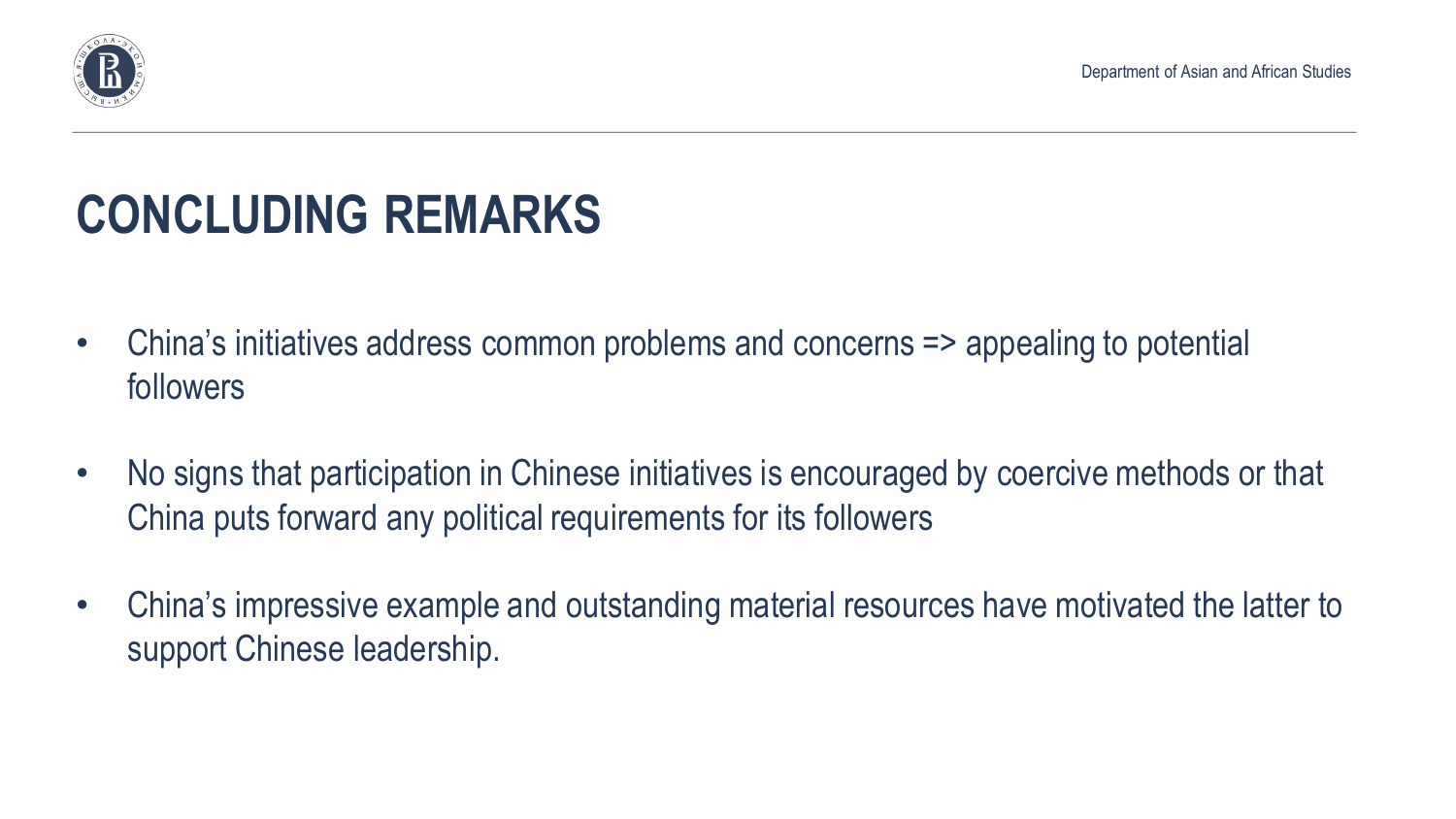# CONCLUDING REMARKS

- China's initiatives address common problems and concerns => appealing to potential followers
- No signs that participation in Chinese initiatives is encouraged by coercive methods or that China puts forward any political requirements for its followers
- China's impressive example and outstanding material resources have motivated the latter to support Chinese leadership.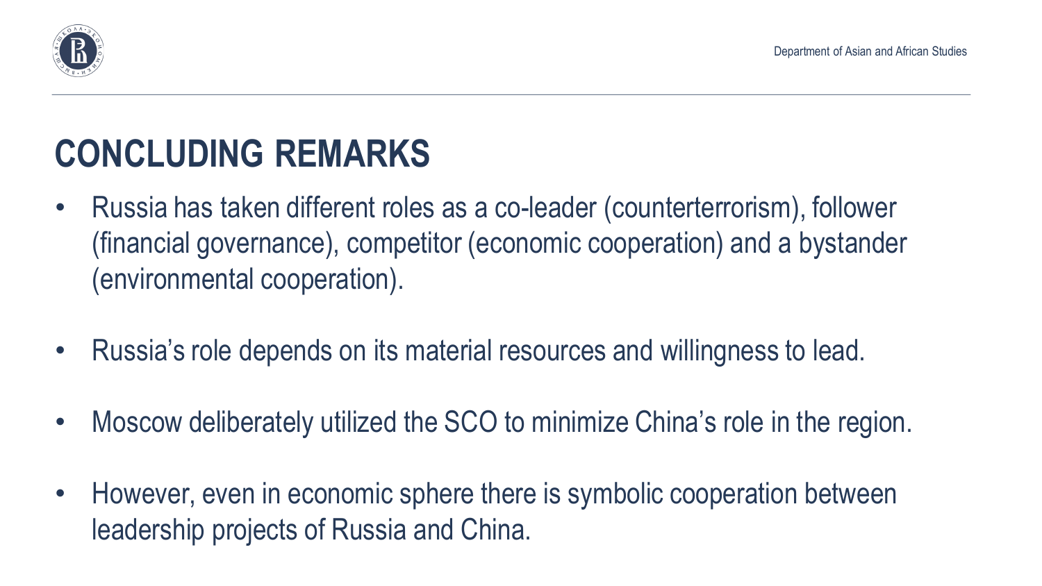# CONCLUDING REMARKS

- Russia has taken different roles as a co-leader (counterterrorism), follower (financial governance), competitor (economic cooperation) and a bystander (environmental cooperation).
- Russia's role depends on its material resources and willingness to lead.
- Moscow deliberately utilized the SCO to minimize China's role in the region.
- However, even in economic sphere there is symbolic cooperation between leadership projects of Russia and China.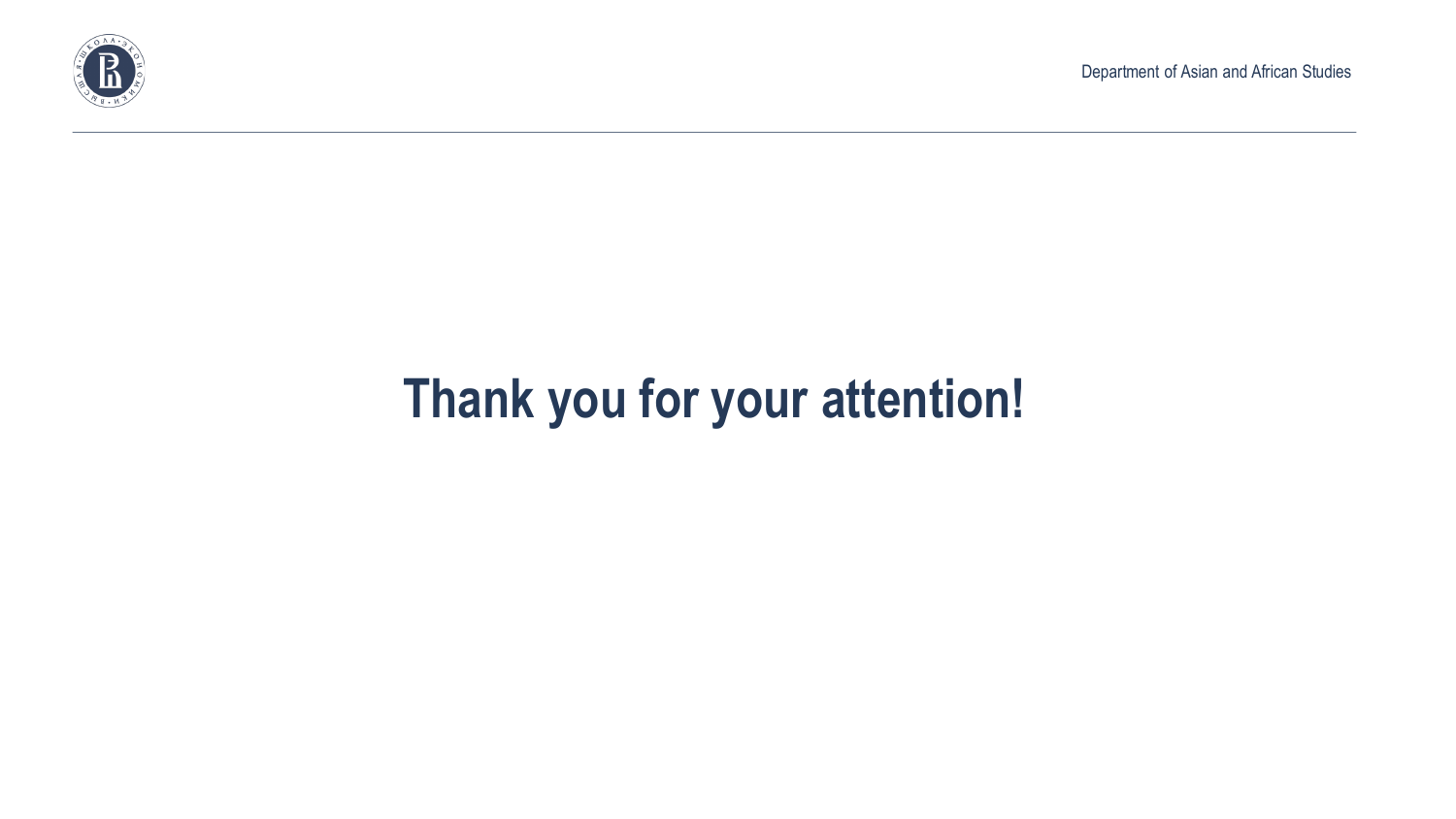# Thank you for your attention!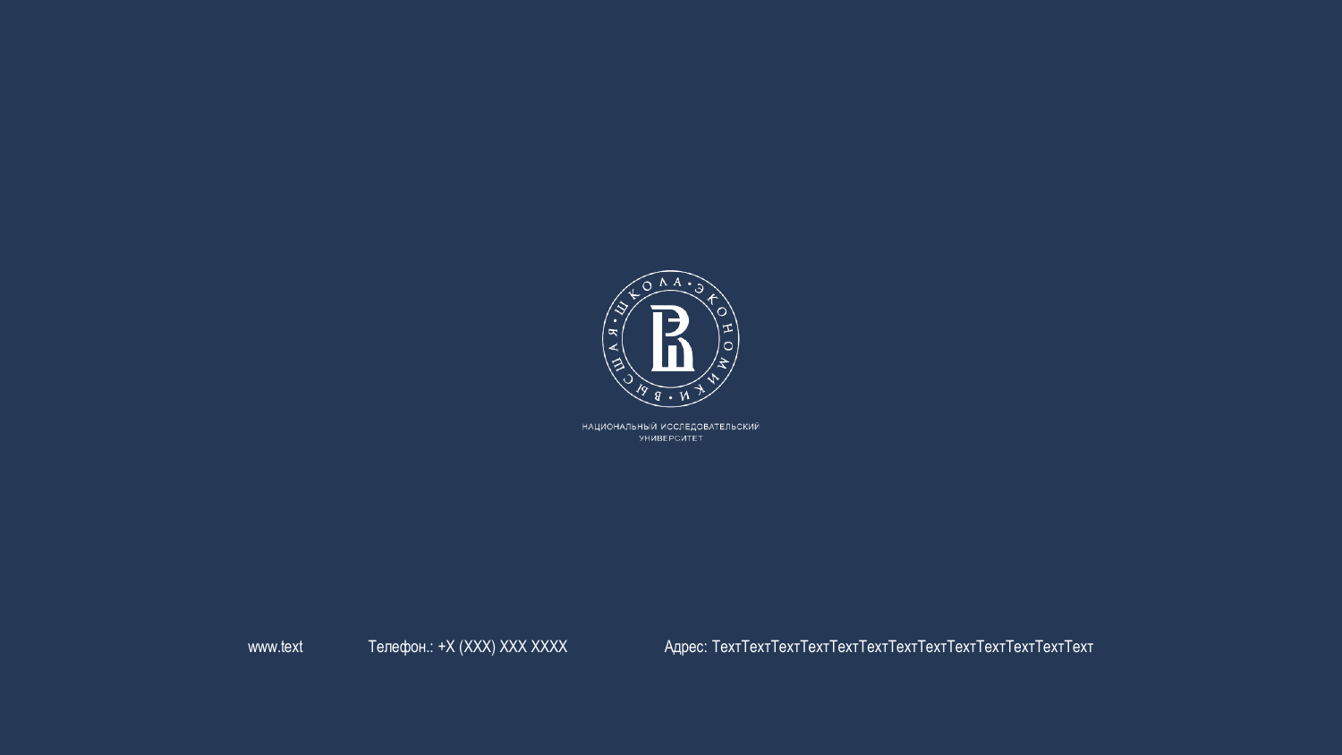НАЦИОНАЛЬНЫЙ ИССЛЕДОВАТЕЛЬСКИЙ УНИВЕРСИТЕТ

www.text

Телефон.: +X (XXX) XXX XXXX

Адрес: ТехтТехтТехтТехтТехтТехтТехтТехтТехтТехтТехтТехтТехт